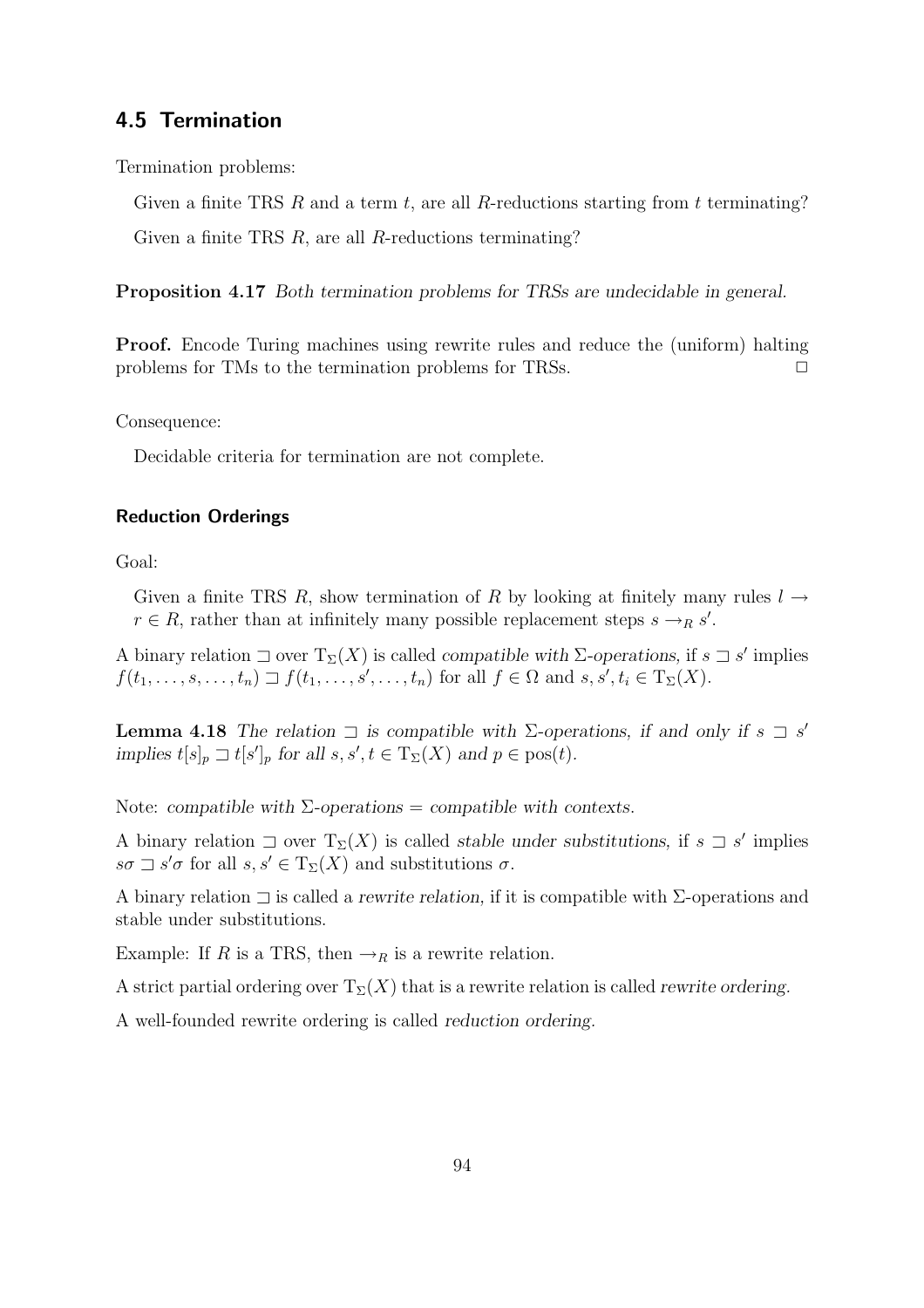## 4.5 Termination

Termination problems:

> Given a finite TRS $R$ and a term $t$, are all $R$-reductions starting from $t$ terminating?
>
> Given a finite TRS $R$, are all $R$-reductions terminating?

**Proposition 4.17** *Both termination problems for TRSs are undecidable in general.*

**Proof.** Encode Turing machines using rewrite rules and reduce the (uniform) halting problems for TMs to the termination problems for TRSs. □

Consequence:

> Decidable criteria for termination are not complete.

### Reduction Orderings

Goal:

> Given a finite TRS $R$, show termination of $R$ by looking at finitely many rules $l \to r \in R$, rather than at infinitely many possible replacement steps $s \to_R s'$.

A binary relation $\sqsupset$ over $\mathrm{T}_\Sigma(X)$ is called *compatible with $\Sigma$-operations*, if $s \sqsupset s'$ implies $f(t_1, \ldots, s, \ldots, t_n) \sqsupset f(t_1, \ldots, s', \ldots, t_n)$ for all $f \in \Omega$ and $s, s', t_i \in \mathrm{T}_\Sigma(X)$.

**Lemma 4.18** *The relation $\sqsupset$ is compatible with $\Sigma$-operations, if and only if $s \sqsupset s'$ implies $t[s]_p \sqsupset t[s']_p$ for all $s, s', t \in \mathrm{T}_\Sigma(X)$ and $p \in \mathrm{pos}(t)$.*

Note: *compatible with $\Sigma$-operations* = *compatible with contexts*.

A binary relation $\sqsupset$ over $\mathrm{T}_\Sigma(X)$ is called *stable under substitutions*, if $s \sqsupset s'$ implies $s\sigma \sqsupset s'\sigma$ for all $s, s' \in \mathrm{T}_\Sigma(X)$ and substitutions $\sigma$.

A binary relation $\sqsupset$ is called a *rewrite relation*, if it is compatible with $\Sigma$-operations and stable under substitutions.

Example: If $R$ is a TRS, then $\to_R$ is a rewrite relation.

A strict partial ordering over $\mathrm{T}_\Sigma(X)$ that is a rewrite relation is called *rewrite ordering*.

A well-founded rewrite ordering is called *reduction ordering*.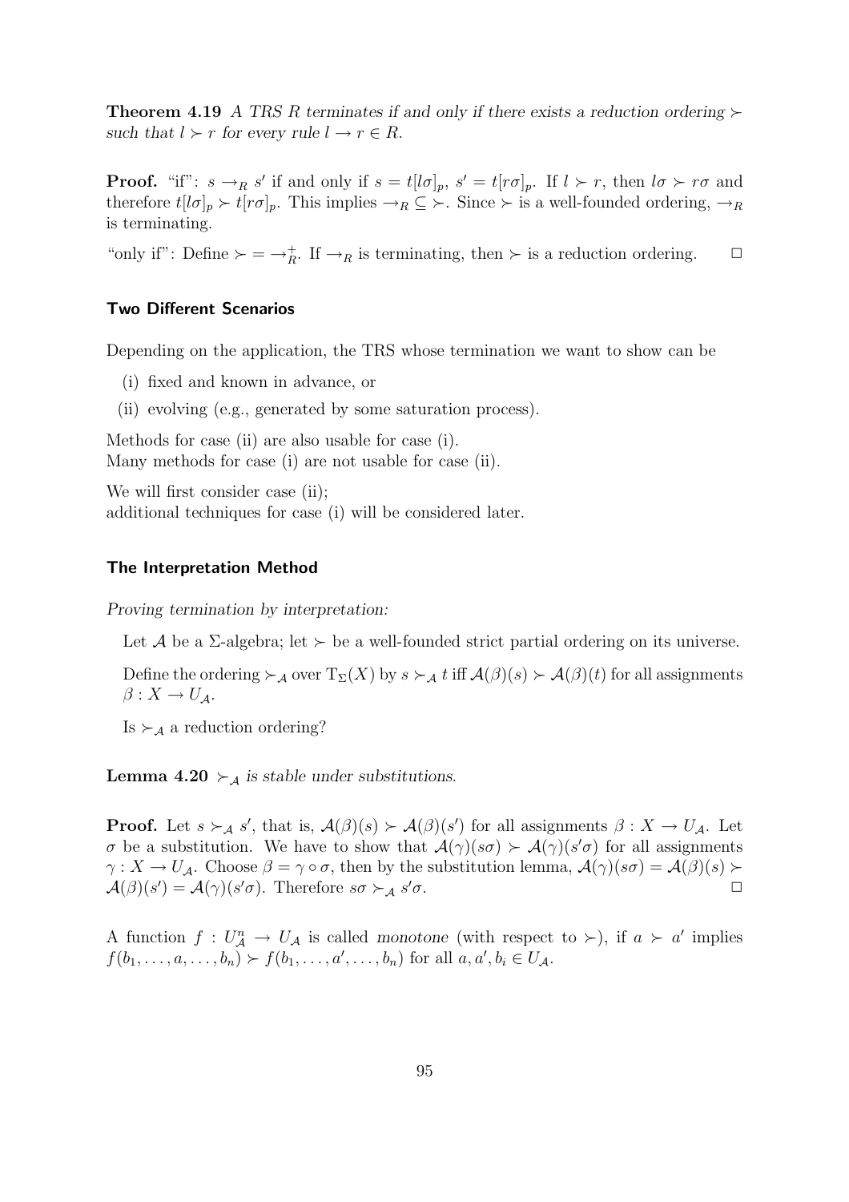**Theorem 4.19** *A TRS $R$ terminates if and only if there exists a reduction ordering $\succ$ such that $l \succ r$ for every rule $l \to r \in R$.*

**Proof.** "if": $s \to_R s'$ if and only if $s = t[l\sigma]_p$, $s' = t[r\sigma]_p$. If $l \succ r$, then $l\sigma \succ r\sigma$ and therefore $t[l\sigma]_p \succ t[r\sigma]_p$. This implies $\to_R \subseteq \succ$. Since $\succ$ is a well-founded ordering, $\to_R$ is terminating.

"only if": Define $\succ = \to_R^+$. If $\to_R$ is terminating, then $\succ$ is a reduction ordering. $\square$

### Two Different Scenarios

Depending on the application, the TRS whose termination we want to show can be

- (i) fixed and known in advance, or
- (ii) evolving (e.g., generated by some saturation process).

Methods for case (ii) are also usable for case (i).
Many methods for case (i) are not usable for case (ii).

We will first consider case (ii);
additional techniques for case (i) will be considered later.

### The Interpretation Method

*Proving termination by interpretation:*

Let $\mathcal{A}$ be a $\Sigma$-algebra; let $\succ$ be a well-founded strict partial ordering on its universe.

Define the ordering $\succ_{\mathcal{A}}$ over $\mathrm{T}_\Sigma(X)$ by $s \succ_{\mathcal{A}} t$ iff $\mathcal{A}(\beta)(s) \succ \mathcal{A}(\beta)(t)$ for all assignments $\beta : X \to U_{\mathcal{A}}$.

Is $\succ_{\mathcal{A}}$ a reduction ordering?

**Lemma 4.20** *$\succ_{\mathcal{A}}$ is stable under substitutions.*

**Proof.** Let $s \succ_{\mathcal{A}} s'$, that is, $\mathcal{A}(\beta)(s) \succ \mathcal{A}(\beta)(s')$ for all assignments $\beta : X \to U_{\mathcal{A}}$. Let $\sigma$ be a substitution. We have to show that $\mathcal{A}(\gamma)(s\sigma) \succ \mathcal{A}(\gamma)(s'\sigma)$ for all assignments $\gamma : X \to U_{\mathcal{A}}$. Choose $\beta = \gamma \circ \sigma$, then by the substitution lemma, $\mathcal{A}(\gamma)(s\sigma) = \mathcal{A}(\beta)(s) \succ \mathcal{A}(\beta)(s') = \mathcal{A}(\gamma)(s'\sigma)$. Therefore $s\sigma \succ_{\mathcal{A}} s'\sigma$. $\square$

A function $f : U_{\mathcal{A}}^n \to U_{\mathcal{A}}$ is called *monotone* (with respect to $\succ$), if $a \succ a'$ implies $f(b_1, \ldots, a, \ldots, b_n) \succ f(b_1, \ldots, a', \ldots, b_n)$ for all $a, a', b_i \in U_{\mathcal{A}}$.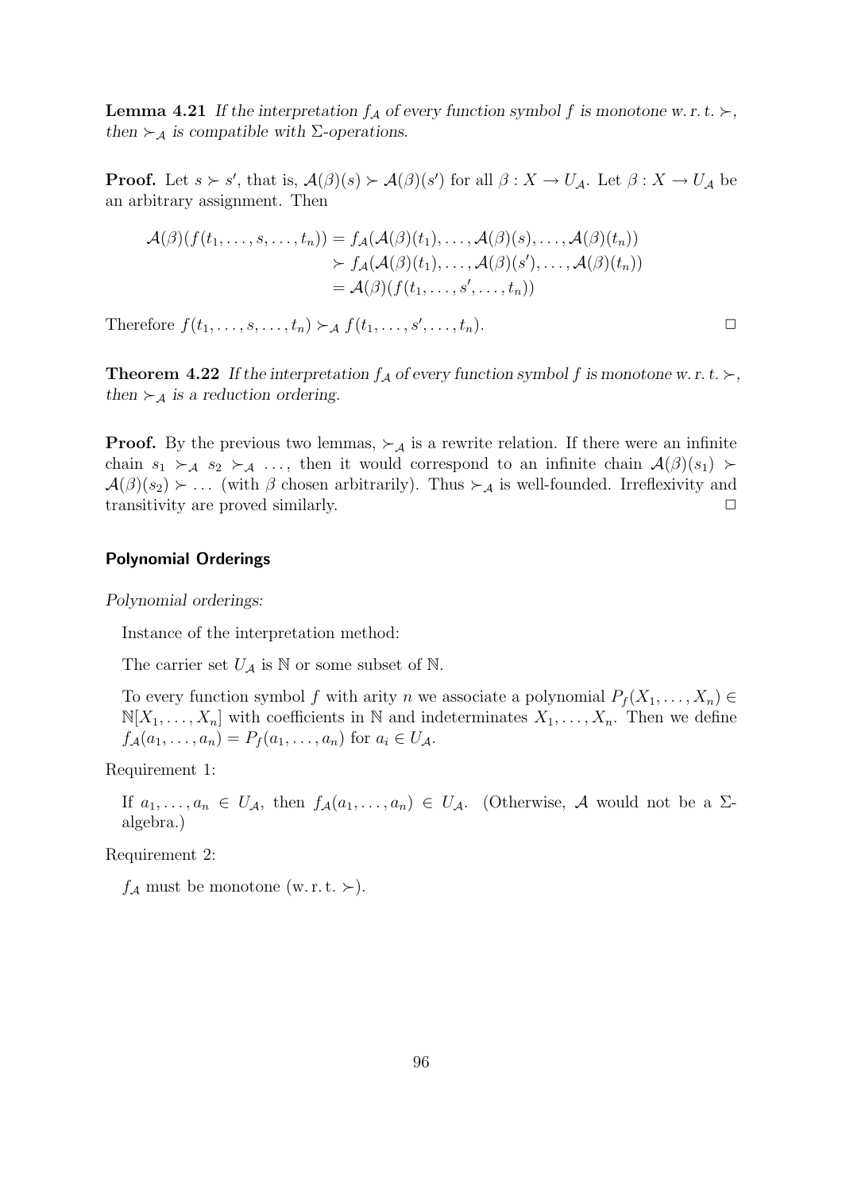**Lemma 4.21** *If the interpretation $f_{\mathcal{A}}$ of every function symbol $f$ is monotone w. r. t. $\succ$, then $\succ_{\mathcal{A}}$ is compatible with $\Sigma$-operations.*

**Proof.** Let $s \succ s'$, that is, $\mathcal{A}(\beta)(s) \succ \mathcal{A}(\beta)(s')$ for all $\beta : X \to U_{\mathcal{A}}$. Let $\beta : X \to U_{\mathcal{A}}$ be an arbitrary assignment. Then

$$
\begin{aligned}
\mathcal{A}(\beta)(f(t_1, \ldots, s, \ldots, t_n)) &= f_{\mathcal{A}}(\mathcal{A}(\beta)(t_1), \ldots, \mathcal{A}(\beta)(s), \ldots, \mathcal{A}(\beta)(t_n)) \\
&\succ f_{\mathcal{A}}(\mathcal{A}(\beta)(t_1), \ldots, \mathcal{A}(\beta)(s'), \ldots, \mathcal{A}(\beta)(t_n)) \\
&= \mathcal{A}(\beta)(f(t_1, \ldots, s', \ldots, t_n))
\end{aligned}
$$

Therefore $f(t_1, \ldots, s, \ldots, t_n) \succ_{\mathcal{A}} f(t_1, \ldots, s', \ldots, t_n)$. □

**Theorem 4.22** *If the interpretation $f_{\mathcal{A}}$ of every function symbol $f$ is monotone w. r. t. $\succ$, then $\succ_{\mathcal{A}}$ is a reduction ordering.*

**Proof.** By the previous two lemmas, $\succ_{\mathcal{A}}$ is a rewrite relation. If there were an infinite chain $s_1 \succ_{\mathcal{A}} s_2 \succ_{\mathcal{A}} \ldots$, then it would correspond to an infinite chain $\mathcal{A}(\beta)(s_1) \succ \mathcal{A}(\beta)(s_2) \succ \ldots$ (with $\beta$ chosen arbitrarily). Thus $\succ_{\mathcal{A}}$ is well-founded. Irreflexivity and transitivity are proved similarly. □

### Polynomial Orderings

*Polynomial orderings:*

Instance of the interpretation method:

The carrier set $U_{\mathcal{A}}$ is $\mathbb{N}$ or some subset of $\mathbb{N}$.

To every function symbol $f$ with arity $n$ we associate a polynomial $P_f(X_1, \ldots, X_n) \in \mathbb{N}[X_1, \ldots, X_n]$ with coefficients in $\mathbb{N}$ and indeterminates $X_1, \ldots, X_n$. Then we define $f_{\mathcal{A}}(a_1, \ldots, a_n) = P_f(a_1, \ldots, a_n)$ for $a_i \in U_{\mathcal{A}}$.

Requirement 1:

If $a_1, \ldots, a_n \in U_{\mathcal{A}}$, then $f_{\mathcal{A}}(a_1, \ldots, a_n) \in U_{\mathcal{A}}$. (Otherwise, $\mathcal{A}$ would not be a $\Sigma$-algebra.)

Requirement 2:

$f_{\mathcal{A}}$ must be monotone (w. r. t. $\succ$).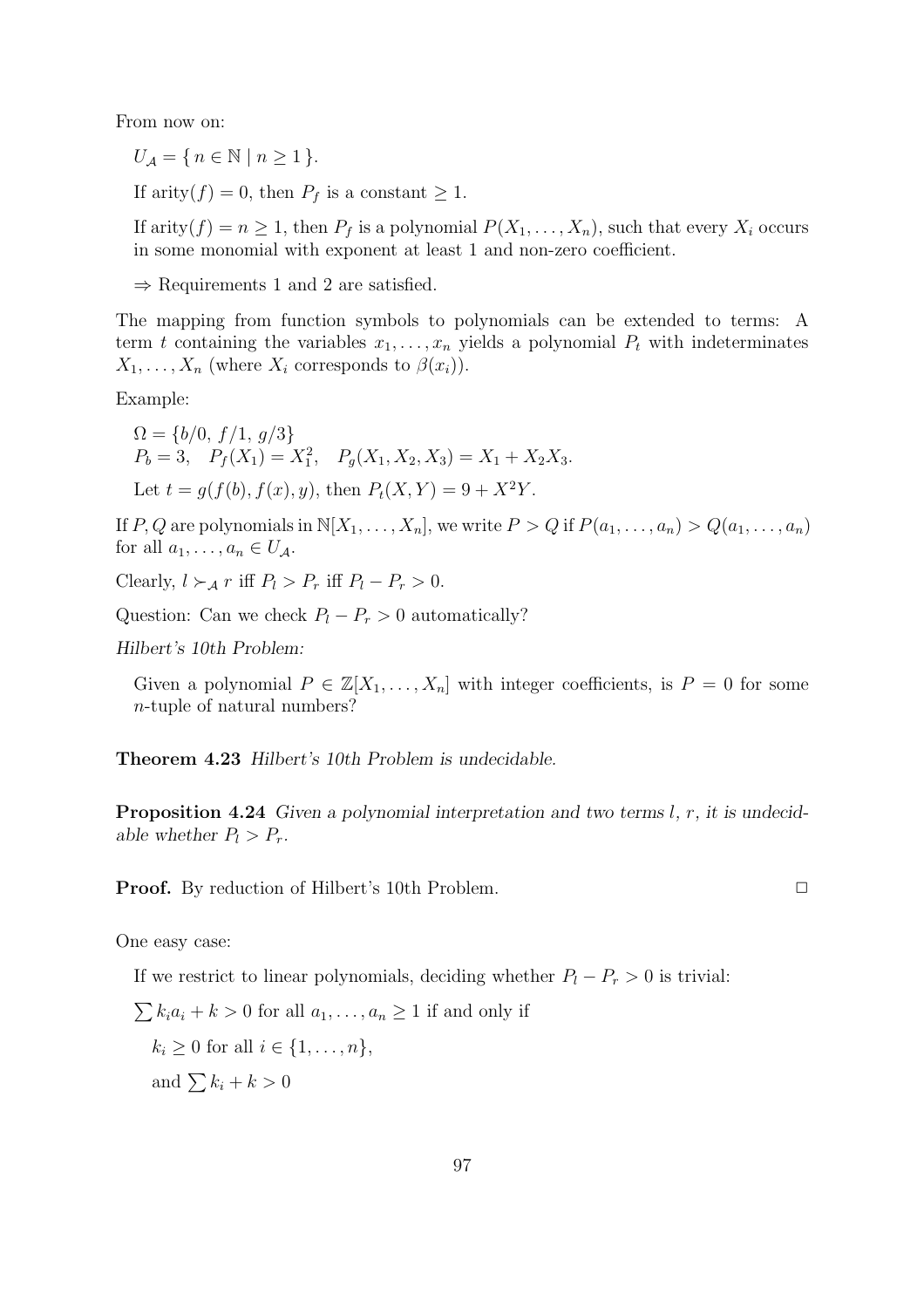From now on:

$U_{\mathcal{A}} = \{\, n \in \mathbb{N} \mid n \geq 1 \,\}$.

If arity$(f) = 0$, then $P_f$ is a constant $\geq 1$.

If arity$(f) = n \geq 1$, then $P_f$ is a polynomial $P(X_1, \ldots, X_n)$, such that every $X_i$ occurs in some monomial with exponent at least 1 and non-zero coefficient.

$\Rightarrow$ Requirements 1 and 2 are satisfied.

The mapping from function symbols to polynomials can be extended to terms: A term $t$ containing the variables $x_1, \ldots, x_n$ yields a polynomial $P_t$ with indeterminates $X_1, \ldots, X_n$ (where $X_i$ corresponds to $\beta(x_i)$).

Example:

$\Omega = \{b/0,\ f/1,\ g/3\}$
$P_b = 3, \quad P_f(X_1) = X_1^2, \quad P_g(X_1, X_2, X_3) = X_1 + X_2 X_3.$

Let $t = g(f(b), f(x), y)$, then $P_t(X, Y) = 9 + X^2 Y$.

If $P, Q$ are polynomials in $\mathbb{N}[X_1, \ldots, X_n]$, we write $P > Q$ if $P(a_1, \ldots, a_n) > Q(a_1, \ldots, a_n)$ for all $a_1, \ldots, a_n \in U_{\mathcal{A}}$.

Clearly, $l \succ_{\mathcal{A}} r$ iff $P_l > P_r$ iff $P_l - P_r > 0$.

Question: Can we check $P_l - P_r > 0$ automatically?

*Hilbert's 10th Problem:*

Given a polynomial $P \in \mathbb{Z}[X_1, \ldots, X_n]$ with integer coefficients, is $P = 0$ for some $n$-tuple of natural numbers?

**Theorem 4.23** *Hilbert's 10th Problem is undecidable.*

**Proposition 4.24** *Given a polynomial interpretation and two terms $l$, $r$, it is undecidable whether $P_l > P_r$.*

**Proof.** By reduction of Hilbert's 10th Problem. $\square$

One easy case:

If we restrict to linear polynomials, deciding whether $P_l - P_r > 0$ is trivial:

$\sum k_i a_i + k > 0$ for all $a_1, \ldots, a_n \geq 1$ if and only if

$k_i \geq 0$ for all $i \in \{1, \ldots, n\}$,

and $\sum k_i + k > 0$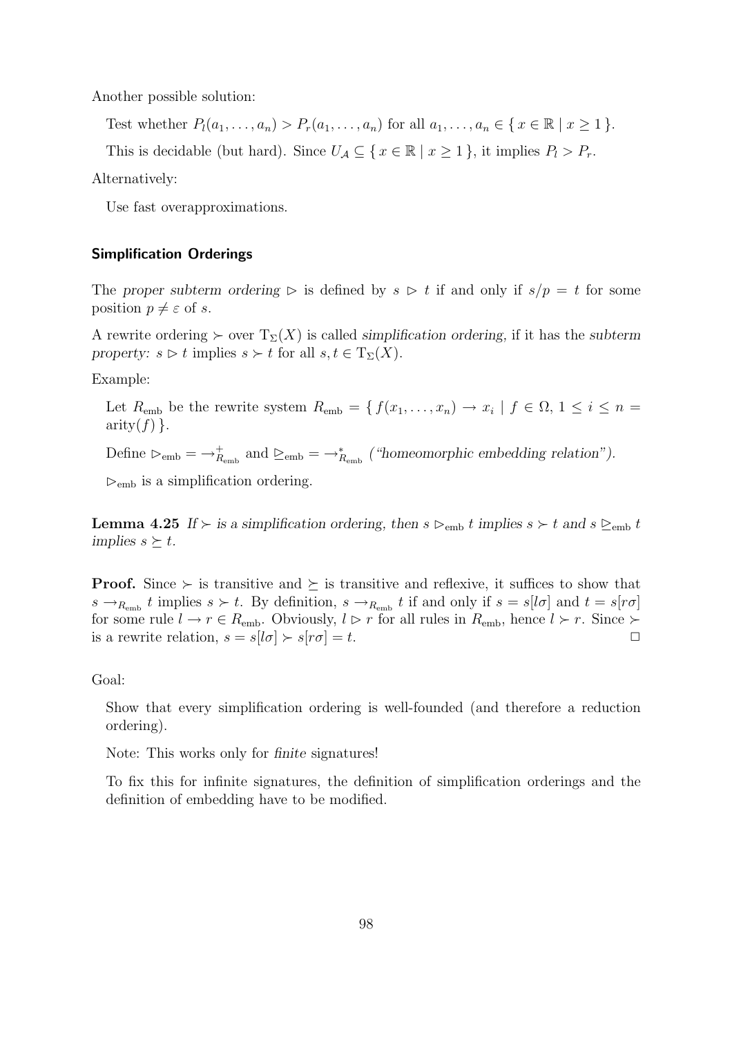Another possible solution:

Test whether $P_l(a_1, \dots, a_n) > P_r(a_1, \dots, a_n)$ for all $a_1, \dots, a_n \in \{ x \in \mathbb{R} \mid x \geq 1 \}$.

This is decidable (but hard). Since $U_{\mathcal{A}} \subseteq \{ x \in \mathbb{R} \mid x \geq 1 \}$, it implies $P_l > P_r$.

Alternatively:

Use fast overapproximations.

### Simplification Orderings

The *proper subterm ordering* $\rhd$ is defined by $s \rhd t$ if and only if $s/p = t$ for some position $p \neq \varepsilon$ of $s$.

A rewrite ordering $\succ$ over $\mathrm{T}_\Sigma(X)$ is called *simplification ordering*, if it has the *subterm property:* $s \rhd t$ implies $s \succ t$ for all $s, t \in \mathrm{T}_\Sigma(X)$.

Example:

Let $R_{\text{emb}}$ be the rewrite system $R_{\text{emb}} = \{ f(x_1, \dots, x_n) \to x_i \mid f \in \Omega,\ 1 \leq i \leq n = \text{arity}(f) \}$.

Define $\rhd_{\text{emb}} = \to^+_{R_{\text{emb}}}$ and $\trianglerighteq_{\text{emb}} = \to^*_{R_{\text{emb}}}$ (*"homeomorphic embedding relation"*).

$\rhd_{\text{emb}}$ is a simplification ordering.

**Lemma 4.25** *If $\succ$ is a simplification ordering, then $s \rhd_{\text{emb}} t$ implies $s \succ t$ and $s \trianglerighteq_{\text{emb}} t$ implies $s \succeq t$.*

**Proof.** Since $\succ$ is transitive and $\succeq$ is transitive and reflexive, it suffices to show that $s \to_{R_{\text{emb}}} t$ implies $s \succ t$. By definition, $s \to_{R_{\text{emb}}} t$ if and only if $s = s[l\sigma]$ and $t = s[r\sigma]$ for some rule $l \to r \in R_{\text{emb}}$. Obviously, $l \rhd r$ for all rules in $R_{\text{emb}}$, hence $l \succ r$. Since $\succ$ is a rewrite relation, $s = s[l\sigma] \succ s[r\sigma] = t$. $\square$

Goal:

Show that every simplification ordering is well-founded (and therefore a reduction ordering).

Note: This works only for *finite* signatures!

To fix this for infinite signatures, the definition of simplification orderings and the definition of embedding have to be modified.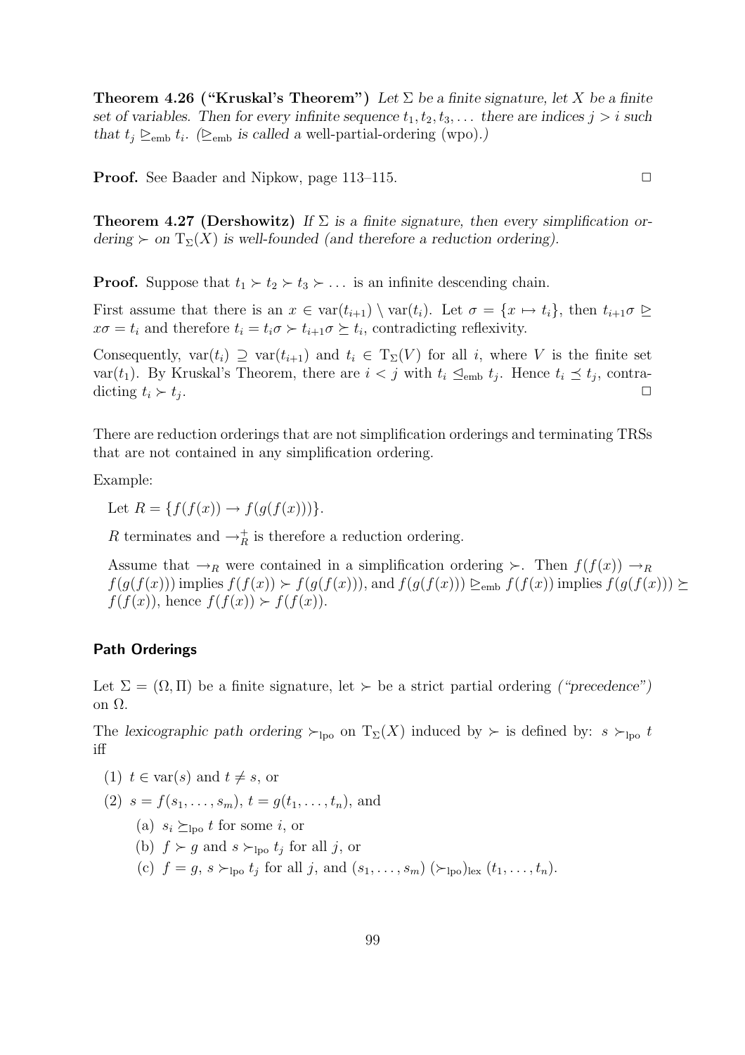**Theorem 4.26 ("Kruskal's Theorem")** *Let $\Sigma$ be a finite signature, let $X$ be a finite set of variables. Then for every infinite sequence $t_1, t_2, t_3, \dots$ there are indices $j > i$ such that $t_j \trianglerighteq_{\text{emb}} t_i$. ($\trianglerighteq_{\text{emb}}$ is called a* well-partial-ordering (wpo)*.)*

**Proof.** See Baader and Nipkow, page 113–115. $\Box$

**Theorem 4.27 (Dershowitz)** *If $\Sigma$ is a finite signature, then every simplification ordering $\succ$ on $T_\Sigma(X)$ is well-founded (and therefore a reduction ordering).*

**Proof.** Suppose that $t_1 \succ t_2 \succ t_3 \succ \dots$ is an infinite descending chain.

First assume that there is an $x \in \text{var}(t_{i+1}) \setminus \text{var}(t_i)$. Let $\sigma = \{x \mapsto t_i\}$, then $t_{i+1}\sigma \trianglerighteq x\sigma = t_i$ and therefore $t_i = t_i\sigma \succ t_{i+1}\sigma \succeq t_i$, contradicting reflexivity.

Consequently, $\text{var}(t_i) \supseteq \text{var}(t_{i+1})$ and $t_i \in T_\Sigma(V)$ for all $i$, where $V$ is the finite set $\text{var}(t_1)$. By Kruskal's Theorem, there are $i < j$ with $t_i \trianglelefteq_{\text{emb}} t_j$. Hence $t_i \preceq t_j$, contradicting $t_i \succ t_j$. $\Box$

There are reduction orderings that are not simplification orderings and terminating TRSs that are not contained in any simplification ordering.

Example:

Let $R = \{f(f(x)) \to f(g(f(x)))\}$.

$R$ terminates and $\to_R^+$ is therefore a reduction ordering.

Assume that $\to_R$ were contained in a simplification ordering $\succ$. Then $f(f(x)) \to_R f(g(f(x)))$ implies $f(f(x)) \succ f(g(f(x)))$, and $f(g(f(x))) \trianglerighteq_{\text{emb}} f(f(x))$ implies $f(g(f(x))) \succeq f(f(x))$, hence $f(f(x)) \succ f(f(x))$.

### Path Orderings

Let $\Sigma = (\Omega, \Pi)$ be a finite signature, let $\succ$ be a strict partial ordering *("precedence")* on $\Omega$.

The *lexicographic path ordering* $\succ_{\text{lpo}}$ on $T_\Sigma(X)$ induced by $\succ$ is defined by: $s \succ_{\text{lpo}} t$ iff

(1) $t \in \text{var}(s)$ and $t \neq s$, or

(2) $s = f(s_1, \dots, s_m)$, $t = g(t_1, \dots, t_n)$, and

   (a) $s_i \succeq_{\text{lpo}} t$ for some $i$, or

   (b) $f \succ g$ and $s \succ_{\text{lpo}} t_j$ for all $j$, or

   (c) $f = g$, $s \succ_{\text{lpo}} t_j$ for all $j$, and $(s_1, \dots, s_m)\ (\succ_{\text{lpo}})_{\text{lex}}\ (t_1, \dots, t_n)$.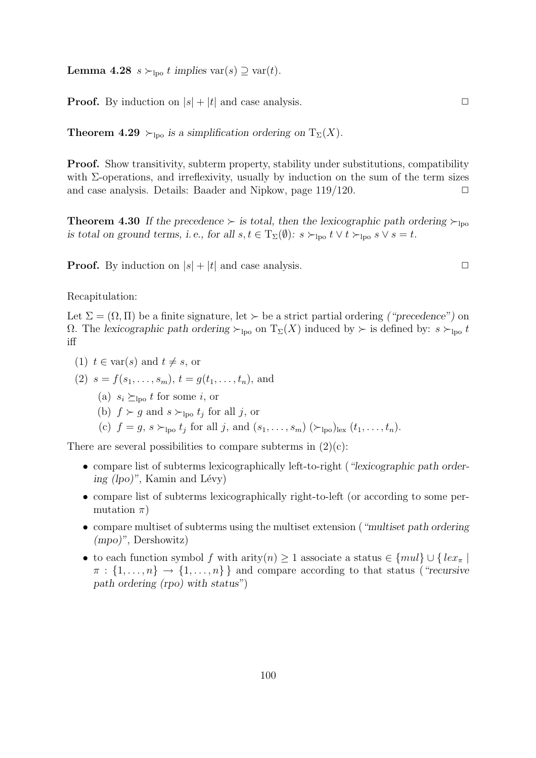**Lemma 4.28** *$s \succ_{\text{lpo}} t$ implies $\text{var}(s) \supseteq \text{var}(t)$.*

**Proof.** By induction on $|s| + |t|$ and case analysis. ◻

**Theorem 4.29** *$\succ_{\text{lpo}}$ is a simplification ordering on $T_\Sigma(X)$.*

**Proof.** Show transitivity, subterm property, stability under substitutions, compatibility with Σ-operations, and irreflexivity, usually by induction on the sum of the term sizes and case analysis. Details: Baader and Nipkow, page 119/120. ◻

**Theorem 4.30** *If the precedence $\succ$ is total, then the lexicographic path ordering $\succ_{\text{lpo}}$ is total on ground terms, i. e., for all $s, t \in T_\Sigma(\emptyset)$: $s \succ_{\text{lpo}} t \vee t \succ_{\text{lpo}} s \vee s = t$.*

**Proof.** By induction on $|s| + |t|$ and case analysis. ◻

Recapitulation:

Let $\Sigma = (\Omega, \Pi)$ be a finite signature, let $\succ$ be a strict partial ordering *("precedence")* on $\Omega$. The *lexicographic path ordering* $\succ_{\text{lpo}}$ on $T_\Sigma(X)$ induced by $\succ$ is defined by: $s \succ_{\text{lpo}} t$ iff

(1) $t \in \text{var}(s)$ and $t \neq s$, or

(2) $s = f(s_1, \ldots, s_m)$, $t = g(t_1, \ldots, t_n)$, and

  (a) $s_i \succeq_{\text{lpo}} t$ for some $i$, or

  (b) $f \succ g$ and $s \succ_{\text{lpo}} t_j$ for all $j$, or

  (c) $f = g$, $s \succ_{\text{lpo}} t_j$ for all $j$, and $(s_1, \ldots, s_m)\ (\succ_{\text{lpo}})_{\text{lex}}\ (t_1, \ldots, t_n)$.

There are several possibilities to compare subterms in (2)(c):

- compare list of subterms lexicographically left-to-right (*"lexicographic path ordering (lpo)"*, Kamin and Lévy)
- compare list of subterms lexicographically right-to-left (or according to some permutation $\pi$)
- compare multiset of subterms using the multiset extension (*"multiset path ordering (mpo)"*, Dershowitz)
- to each function symbol $f$ with arity$(n) \geq 1$ associate a status $\in \{mul\} \cup \{\, lex_\pi \mid \pi : \{1, \ldots, n\} \to \{1, \ldots, n\}\,\}$ and compare according to that status (*"recursive path ordering (rpo) with status"*)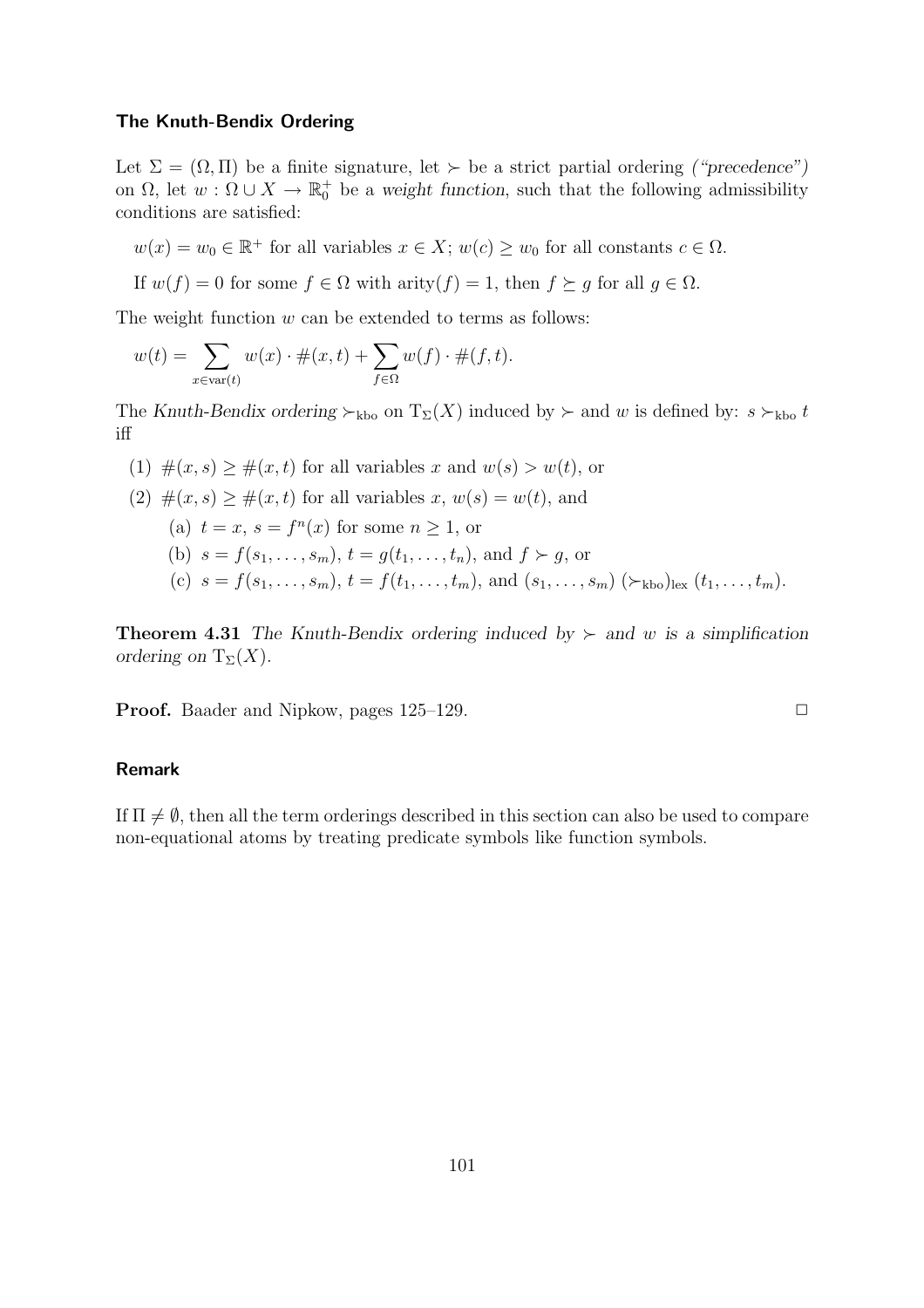### The Knuth-Bendix Ordering

Let $\Sigma = (\Omega, \Pi)$ be a finite signature, let $\succ$ be a strict partial ordering *("precedence")* on $\Omega$, let $w : \Omega \cup X \to \mathbb{R}_0^+$ be a *weight function*, such that the following admissibility conditions are satisfied:

$w(x) = w_0 \in \mathbb{R}^+$ for all variables $x \in X$; $w(c) \geq w_0$ for all constants $c \in \Omega$.

If $w(f) = 0$ for some $f \in \Omega$ with $\operatorname{arity}(f) = 1$, then $f \succeq g$ for all $g \in \Omega$.

The weight function $w$ can be extended to terms as follows:

$$w(t) = \sum_{x \in \operatorname{var}(t)} w(x) \cdot \#(x, t) + \sum_{f \in \Omega} w(f) \cdot \#(f, t).$$

The *Knuth-Bendix ordering* $\succ_{\text{kbo}}$ on $\mathrm{T}_\Sigma(X)$ induced by $\succ$ and $w$ is defined by: $s \succ_{\text{kbo}} t$ iff

(1) $\#(x, s) \geq \#(x, t)$ for all variables $x$ and $w(s) > w(t)$, or

(2) $\#(x, s) \geq \#(x, t)$ for all variables $x$, $w(s) = w(t)$, and

- (a) $t = x$, $s = f^n(x)$ for some $n \geq 1$, or
- (b) $s = f(s_1, \dots, s_m)$, $t = g(t_1, \dots, t_n)$, and $f \succ g$, or
- (c) $s = f(s_1, \dots, s_m)$, $t = f(t_1, \dots, t_m)$, and $(s_1, \dots, s_m) \ (\succ_{\text{kbo}})_{\text{lex}} \ (t_1, \dots, t_m)$.

**Theorem 4.31** *The Knuth-Bendix ordering induced by $\succ$ and $w$ is a simplification ordering on $\mathrm{T}_\Sigma(X)$.*

**Proof.** Baader and Nipkow, pages 125–129. ◻

### Remark

If $\Pi \neq \emptyset$, then all the term orderings described in this section can also be used to compare non-equational atoms by treating predicate symbols like function symbols.